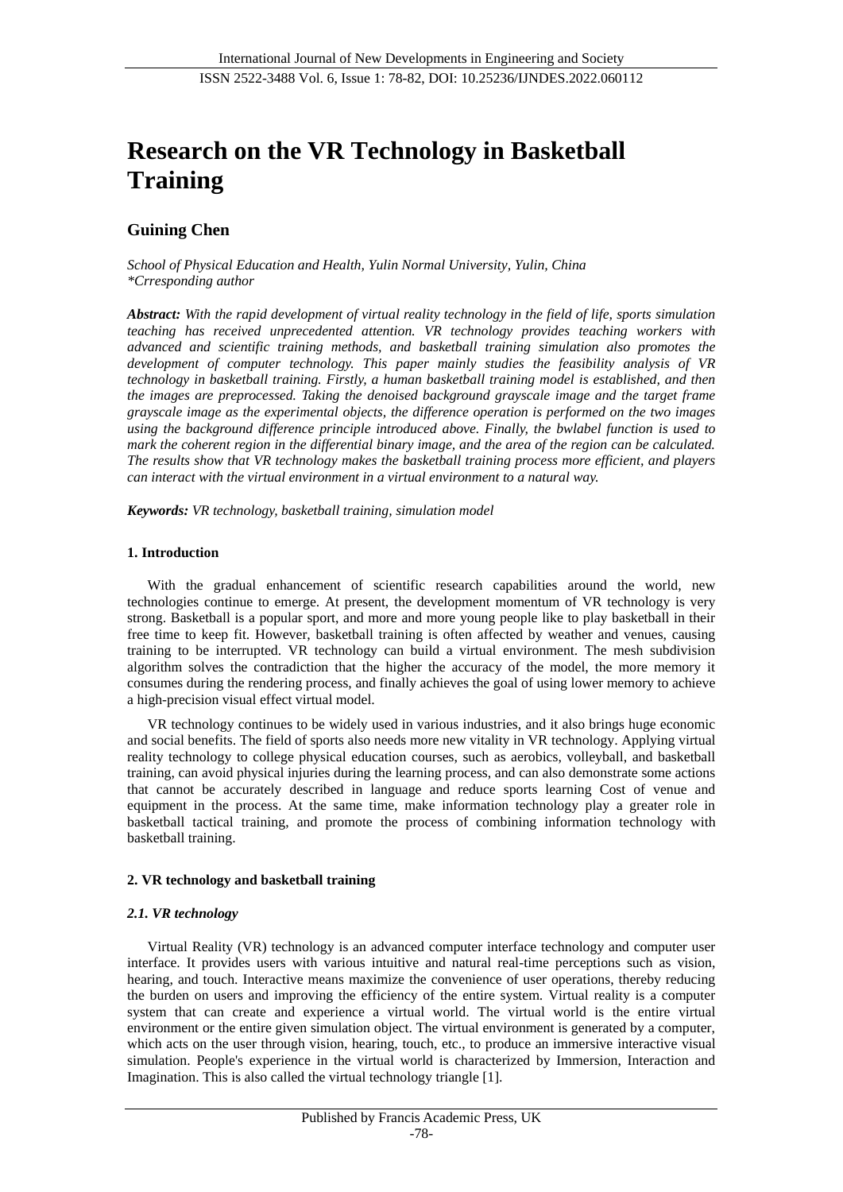# Research on the VR Technology in Basketball Training

## Guining Chen

*School of Physical Education and Health, Yulin Normal University, Yulin, China*
*\*Crresponding author*

***Abstract:*** *With the rapid development of virtual reality technology in the field of life, sports simulation teaching has received unprecedented attention. VR technology provides teaching workers with advanced and scientific training methods, and basketball training simulation also promotes the development of computer technology. This paper mainly studies the feasibility analysis of VR technology in basketball training. Firstly, a human basketball training model is established, and then the images are preprocessed. Taking the denoised background grayscale image and the target frame grayscale image as the experimental objects, the difference operation is performed on the two images using the background difference principle introduced above. Finally, the bwlabel function is used to mark the coherent region in the differential binary image, and the area of the region can be calculated. The results show that VR technology makes the basketball training process more efficient, and players can interact with the virtual environment in a virtual environment to a natural way.*

***Keywords:*** *VR technology, basketball training, simulation model*

### 1. Introduction

With the gradual enhancement of scientific research capabilities around the world, new technologies continue to emerge. At present, the development momentum of VR technology is very strong. Basketball is a popular sport, and more and more young people like to play basketball in their free time to keep fit. However, basketball training is often affected by weather and venues, causing training to be interrupted. VR technology can build a virtual environment. The mesh subdivision algorithm solves the contradiction that the higher the accuracy of the model, the more memory it consumes during the rendering process, and finally achieves the goal of using lower memory to achieve a high-precision visual effect virtual model.

VR technology continues to be widely used in various industries, and it also brings huge economic and social benefits. The field of sports also needs more new vitality in VR technology. Applying virtual reality technology to college physical education courses, such as aerobics, volleyball, and basketball training, can avoid physical injuries during the learning process, and can also demonstrate some actions that cannot be accurately described in language and reduce sports learning Cost of venue and equipment in the process. At the same time, make information technology play a greater role in basketball tactical training, and promote the process of combining information technology with basketball training.

### 2. VR technology and basketball training

#### *2.1. VR technology*

Virtual Reality (VR) technology is an advanced computer interface technology and computer user interface. It provides users with various intuitive and natural real-time perceptions such as vision, hearing, and touch. Interactive means maximize the convenience of user operations, thereby reducing the burden on users and improving the efficiency of the entire system. Virtual reality is a computer system that can create and experience a virtual world. The virtual world is the entire virtual environment or the entire given simulation object. The virtual environment is generated by a computer, which acts on the user through vision, hearing, touch, etc., to produce an immersive interactive visual simulation. People's experience in the virtual world is characterized by Immersion, Interaction and Imagination. This is also called the virtual technology triangle [1].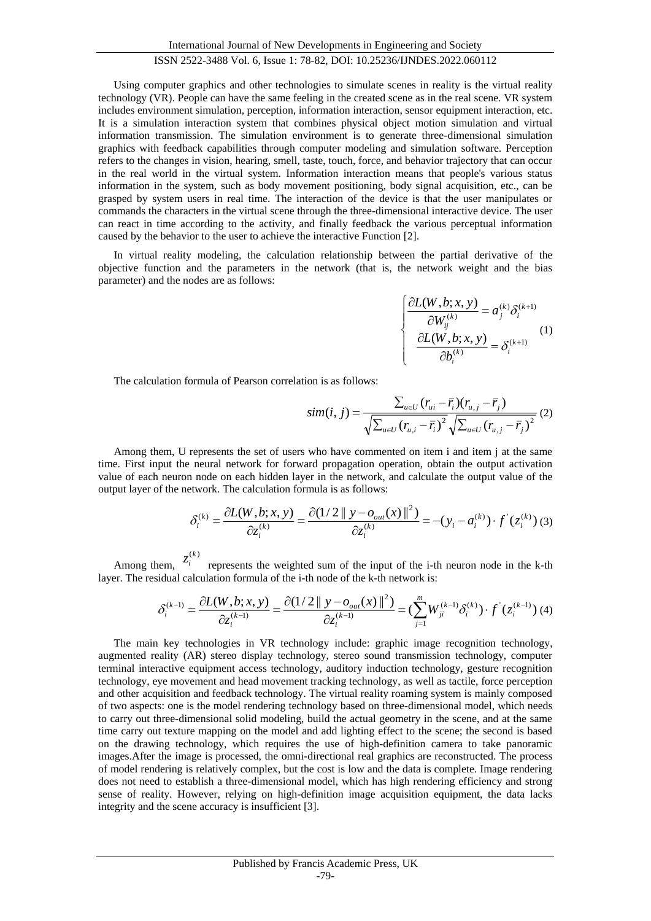Using computer graphics and other technologies to simulate scenes in reality is the virtual reality technology (VR). People can have the same feeling in the created scene as in the real scene. VR system includes environment simulation, perception, information interaction, sensor equipment interaction, etc. It is a simulation interaction system that combines physical object motion simulation and virtual information transmission. The simulation environment is to generate three-dimensional simulation graphics with feedback capabilities through computer modeling and simulation software. Perception refers to the changes in vision, hearing, smell, taste, touch, force, and behavior trajectory that can occur in the real world in the virtual system. Information interaction means that people's various status information in the system, such as body movement positioning, body signal acquisition, etc., can be grasped by system users in real time. The interaction of the device is that the user manipulates or commands the characters in the virtual scene through the three-dimensional interactive device. The user can react in time according to the activity, and finally feedback the various perceptual information caused by the behavior to the user to achieve the interactive Function [2].

In virtual reality modeling, the calculation relationship between the partial derivative of the objective function and the parameters in the network (that is, the network weight and the bias parameter) and the nodes are as follows:

$$\begin{cases} \dfrac{\partial L(W,b;x,y)}{\partial W_{ij}^{(k)}} = a_j^{(k)}\delta_i^{(k+1)} \\ \dfrac{\partial L(W,b;x,y)}{\partial b_i^{(k)}} = \delta_i^{(k+1)} \end{cases} \quad (1)$$

The calculation formula of Pearson correlation is as follows:

$$sim(i,j) = \frac{\sum_{u \in U}(r_{ui} - \bar{r}_i)(r_{u,j} - \bar{r}_j)}{\sqrt{\sum_{u \in U}(r_{u,i} - \bar{r}_i)^2}\sqrt{\sum_{u \in U}(r_{u,j} - \bar{r}_j)^2}} \quad (2)$$

Among them, U represents the set of users who have commented on item i and item j at the same time. First input the neural network for forward propagation operation, obtain the output activation value of each neuron node on each hidden layer in the network, and calculate the output value of the output layer of the network. The calculation formula is as follows:

$$\delta_i^{(k)} = \frac{\partial L(W,b;x,y)}{\partial z_i^{(k)}} = \frac{\partial(1/2\,\| y - o_{out}(x)\|^2)}{\partial z_i^{(k)}} = -(y_i - a_i^{(k)}) \cdot f^{'}(z_i^{(k)}) \quad (3)$$

Among them, $z_i^{(k)}$ represents the weighted sum of the input of the i-th neuron node in the k-th layer. The residual calculation formula of the i-th node of the k-th network is:

$$\delta_i^{(k-1)} = \frac{\partial L(W,b;x,y)}{\partial z_i^{(k-1)}} = \frac{\partial(1/2\,\| y - o_{out}(x)\|^2)}{\partial z_i^{(k-1)}} = (\sum_{j=1}^{m} W_{ji}^{(k-1)}\delta_i^{(k)}) \cdot f^{'}(z_i^{(k-1)}) \quad (4)$$

The main key technologies in VR technology include: graphic image recognition technology, augmented reality (AR) stereo display technology, stereo sound transmission technology, computer terminal interactive equipment access technology, auditory induction technology, gesture recognition technology, eye movement and head movement tracking technology, as well as tactile, force perception and other acquisition and feedback technology. The virtual reality roaming system is mainly composed of two aspects: one is the model rendering technology based on three-dimensional model, which needs to carry out three-dimensional solid modeling, build the actual geometry in the scene, and at the same time carry out texture mapping on the model and add lighting effect to the scene; the second is based on the drawing technology, which requires the use of high-definition camera to take panoramic images.After the image is processed, the omni-directional real graphics are reconstructed. The process of model rendering is relatively complex, but the cost is low and the data is complete. Image rendering does not need to establish a three-dimensional model, which has high rendering efficiency and strong sense of reality. However, relying on high-definition image acquisition equipment, the data lacks integrity and the scene accuracy is insufficient [3].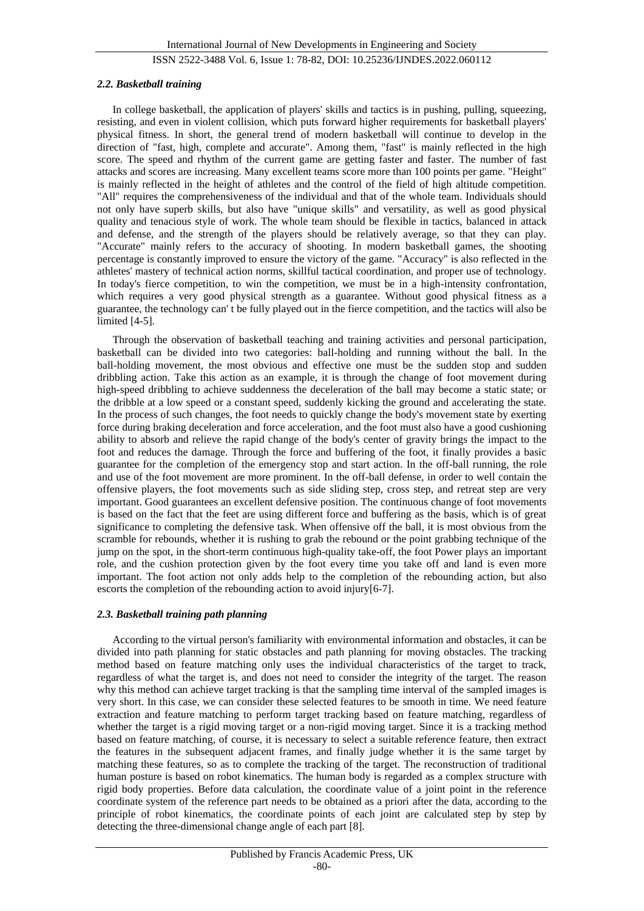### *2.2. Basketball training*

In college basketball, the application of players' skills and tactics is in pushing, pulling, squeezing, resisting, and even in violent collision, which puts forward higher requirements for basketball players' physical fitness. In short, the general trend of modern basketball will continue to develop in the direction of "fast, high, complete and accurate". Among them, "fast" is mainly reflected in the high score. The speed and rhythm of the current game are getting faster and faster. The number of fast attacks and scores are increasing. Many excellent teams score more than 100 points per game. "Height" is mainly reflected in the height of athletes and the control of the field of high altitude competition. "All" requires the comprehensiveness of the individual and that of the whole team. Individuals should not only have superb skills, but also have "unique skills" and versatility, as well as good physical quality and tenacious style of work. The whole team should be flexible in tactics, balanced in attack and defense, and the strength of the players should be relatively average, so that they can play. "Accurate" mainly refers to the accuracy of shooting. In modern basketball games, the shooting percentage is constantly improved to ensure the victory of the game. "Accuracy" is also reflected in the athletes' mastery of technical action norms, skillful tactical coordination, and proper use of technology. In today's fierce competition, to win the competition, we must be in a high-intensity confrontation, which requires a very good physical strength as a guarantee. Without good physical fitness as a guarantee, the technology can' t be fully played out in the fierce competition, and the tactics will also be limited [4-5].

Through the observation of basketball teaching and training activities and personal participation, basketball can be divided into two categories: ball-holding and running without the ball. In the ball-holding movement, the most obvious and effective one must be the sudden stop and sudden dribbling action. Take this action as an example, it is through the change of foot movement during high-speed dribbling to achieve suddenness the deceleration of the ball may become a static state; or the dribble at a low speed or a constant speed, suddenly kicking the ground and accelerating the state. In the process of such changes, the foot needs to quickly change the body's movement state by exerting force during braking deceleration and force acceleration, and the foot must also have a good cushioning ability to absorb and relieve the rapid change of the body's center of gravity brings the impact to the foot and reduces the damage. Through the force and buffering of the foot, it finally provides a basic guarantee for the completion of the emergency stop and start action. In the off-ball running, the role and use of the foot movement are more prominent. In the off-ball defense, in order to well contain the offensive players, the foot movements such as side sliding step, cross step, and retreat step are very important. Good guarantees an excellent defensive position. The continuous change of foot movements is based on the fact that the feet are using different force and buffering as the basis, which is of great significance to completing the defensive task. When offensive off the ball, it is most obvious from the scramble for rebounds, whether it is rushing to grab the rebound or the point grabbing technique of the jump on the spot, in the short-term continuous high-quality take-off, the foot Power plays an important role, and the cushion protection given by the foot every time you take off and land is even more important. The foot action not only adds help to the completion of the rebounding action, but also escorts the completion of the rebounding action to avoid injury[6-7].

### *2.3. Basketball training path planning*

According to the virtual person's familiarity with environmental information and obstacles, it can be divided into path planning for static obstacles and path planning for moving obstacles. The tracking method based on feature matching only uses the individual characteristics of the target to track, regardless of what the target is, and does not need to consider the integrity of the target. The reason why this method can achieve target tracking is that the sampling time interval of the sampled images is very short. In this case, we can consider these selected features to be smooth in time. We need feature extraction and feature matching to perform target tracking based on feature matching, regardless of whether the target is a rigid moving target or a non-rigid moving target. Since it is a tracking method based on feature matching, of course, it is necessary to select a suitable reference feature, then extract the features in the subsequent adjacent frames, and finally judge whether it is the same target by matching these features, so as to complete the tracking of the target. The reconstruction of traditional human posture is based on robot kinematics. The human body is regarded as a complex structure with rigid body properties. Before data calculation, the coordinate value of a joint point in the reference coordinate system of the reference part needs to be obtained as a priori after the data, according to the principle of robot kinematics, the coordinate points of each joint are calculated step by step by detecting the three-dimensional change angle of each part [8].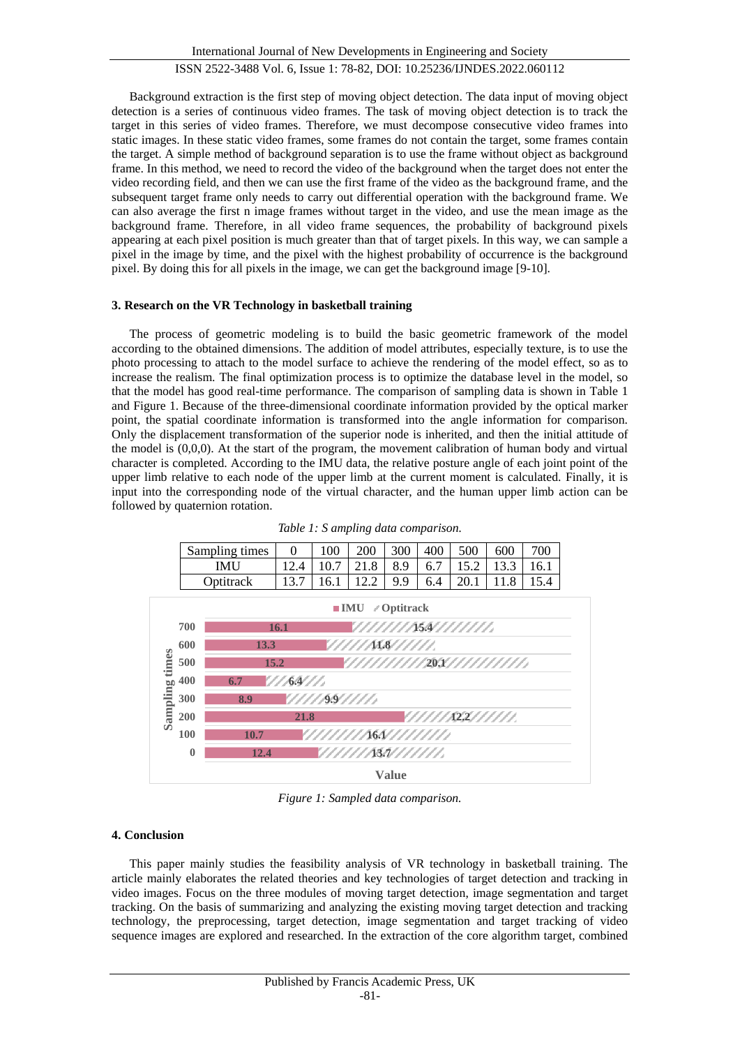Background extraction is the first step of moving object detection. The data input of moving object detection is a series of continuous video frames. The task of moving object detection is to track the target in this series of video frames. Therefore, we must decompose consecutive video frames into static images. In these static video frames, some frames do not contain the target, some frames contain the target. A simple method of background separation is to use the frame without object as background frame. In this method, we need to record the video of the background when the target does not enter the video recording field, and then we can use the first frame of the video as the background frame, and the subsequent target frame only needs to carry out differential operation with the background frame. We can also average the first n image frames without target in the video, and use the mean image as the background frame. Therefore, in all video frame sequences, the probability of background pixels appearing at each pixel position is much greater than that of target pixels. In this way, we can sample a pixel in the image by time, and the pixel with the highest probability of occurrence is the background pixel. By doing this for all pixels in the image, we can get the background image [9-10].

### 3. Research on the VR Technology in basketball training

The process of geometric modeling is to build the basic geometric framework of the model according to the obtained dimensions. The addition of model attributes, especially texture, is to use the photo processing to attach to the model surface to achieve the rendering of the model effect, so as to increase the realism. The final optimization process is to optimize the database level in the model, so that the model has good real-time performance. The comparison of sampling data is shown in Table 1 and Figure 1. Because of the three-dimensional coordinate information provided by the optical marker point, the spatial coordinate information is transformed into the angle information for comparison. Only the displacement transformation of the superior node is inherited, and then the initial attitude of the model is (0,0,0). At the start of the program, the movement calibration of human body and virtual character is completed. According to the IMU data, the relative posture angle of each joint point of the upper limb relative to each node of the upper limb at the current moment is calculated. Finally, it is input into the corresponding node of the virtual character, and the human upper limb action can be followed by quaternion rotation.

*Table 1: S ampling data comparison.*

| Sampling times | 0 | 100 | 200 | 300 | 400 | 500 | 600 | 700 |
|---|---|---|---|---|---|---|---|---|
| IMU | 12.4 | 10.7 | 21.8 | 8.9 | 6.7 | 15.2 | 13.3 | 16.1 |
| Optitrack | 13.7 | 16.1 | 12.2 | 9.9 | 6.4 | 20.1 | 11.8 | 15.4 |

*Figure 1: Sampled data comparison.*

### 4. Conclusion

This paper mainly studies the feasibility analysis of VR technology in basketball training. The article mainly elaborates the related theories and key technologies of target detection and tracking in video images. Focus on the three modules of moving target detection, image segmentation and target tracking. On the basis of summarizing and analyzing the existing moving target detection and tracking technology, the preprocessing, target detection, image segmentation and target tracking of video sequence images are explored and researched. In the extraction of the core algorithm target, combined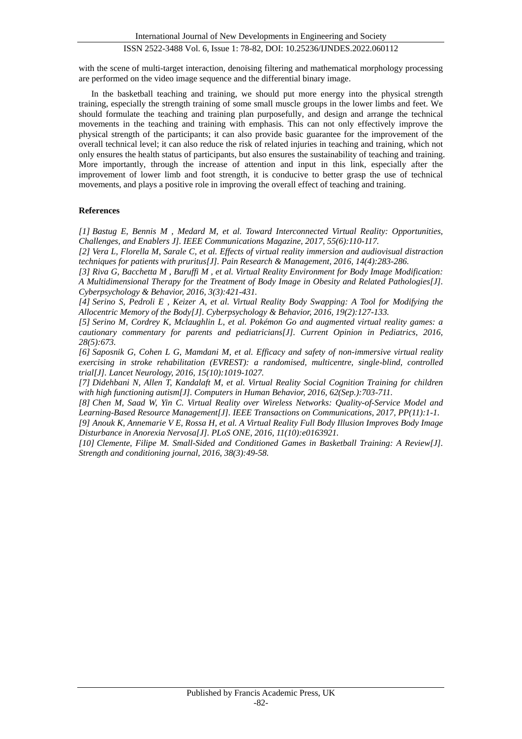with the scene of multi-target interaction, denoising filtering and mathematical morphology processing are performed on the video image sequence and the differential binary image.

In the basketball teaching and training, we should put more energy into the physical strength training, especially the strength training of some small muscle groups in the lower limbs and feet. We should formulate the teaching and training plan purposefully, and design and arrange the technical movements in the teaching and training with emphasis. This can not only effectively improve the physical strength of the participants; it can also provide basic guarantee for the improvement of the overall technical level; it can also reduce the risk of related injuries in teaching and training, which not only ensures the health status of participants, but also ensures the sustainability of teaching and training. More importantly, through the increase of attention and input in this link, especially after the improvement of lower limb and foot strength, it is conducive to better grasp the use of technical movements, and plays a positive role in improving the overall effect of teaching and training.

## References

*[1] Bastug E, Bennis M , Medard M, et al. Toward Interconnected Virtual Reality: Opportunities, Challenges, and Enablers J]. IEEE Communications Magazine, 2017, 55(6):110-117.*

*[2] Vera L, Florella M, Sarale C, et al. Effects of virtual reality immersion and audiovisual distraction techniques for patients with pruritus[J]. Pain Research & Management, 2016, 14(4):283-286.*

*[3] Riva G, Bacchetta M , Baruffi M , et al. Virtual Reality Environment for Body Image Modification: A Multidimensional Therapy for the Treatment of Body Image in Obesity and Related Pathologies[J]. Cyberpsychology & Behavior, 2016, 3(3):421-431.*

*[4] Serino S, Pedroli E , Keizer A, et al. Virtual Reality Body Swapping: A Tool for Modifying the Allocentric Memory of the Body[J]. Cyberpsychology & Behavior, 2016, 19(2):127-133.*

*[5] Serino M, Cordrey K, Mclaughlin L, et al. Pokémon Go and augmented virtual reality games: a cautionary commentary for parents and pediatricians[J]. Current Opinion in Pediatrics, 2016, 28(5):673.*

*[6] Saposnik G, Cohen L G, Mamdani M, et al. Efficacy and safety of non-immersive virtual reality exercising in stroke rehabilitation (EVREST): a randomised, multicentre, single-blind, controlled trial[J]. Lancet Neurology, 2016, 15(10):1019-1027.*

*[7] Didehbani N, Allen T, Kandalaft M, et al. Virtual Reality Social Cognition Training for children with high functioning autism[J]. Computers in Human Behavior, 2016, 62(Sep.):703-711.*

*[8] Chen M, Saad W, Yin C. Virtual Reality over Wireless Networks: Quality-of-Service Model and Learning-Based Resource Management[J]. IEEE Transactions on Communications, 2017, PP(11):1-1.*

*[9] Anouk K, Annemarie V E, Rossa H, et al. A Virtual Reality Full Body Illusion Improves Body Image Disturbance in Anorexia Nervosa[J]. PLoS ONE, 2016, 11(10):e0163921.*

*[10] Clemente, Filipe M. Small-Sided and Conditioned Games in Basketball Training: A Review[J]. Strength and conditioning journal, 2016, 38(3):49-58.*